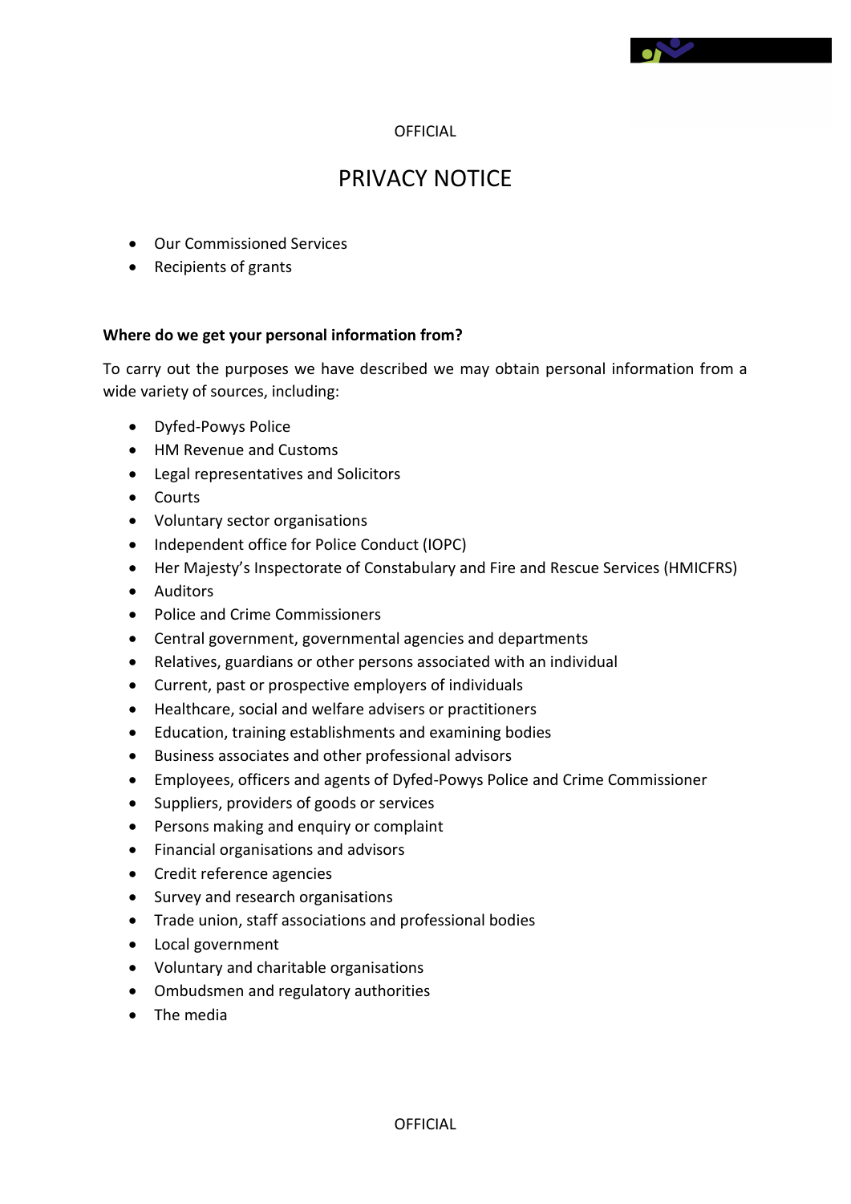OFFICIAL

# PRIVACY NOTICE

- Our Commissioned Services
- Recipients of grants

**Where do we get your personal information from?**

To carry out the purposes we have described we may obtain personal information from a wide variety of sources, including:

- Dyfed-Powys Police
- HM Revenue and Customs
- Legal representatives and Solicitors
- Courts
- Voluntary sector organisations
- Independent office for Police Conduct (IOPC)
- Her Majesty's Inspectorate of Constabulary and Fire and Rescue Services (HMICFRS)
- Auditors
- Police and Crime Commissioners
- Central government, governmental agencies and departments
- Relatives, guardians or other persons associated with an individual
- Current, past or prospective employers of individuals
- Healthcare, social and welfare advisers or practitioners
- Education, training establishments and examining bodies
- Business associates and other professional advisors
- Employees, officers and agents of Dyfed-Powys Police and Crime Commissioner
- Suppliers, providers of goods or services
- Persons making and enquiry or complaint
- Financial organisations and advisors
- Credit reference agencies
- Survey and research organisations
- Trade union, staff associations and professional bodies
- Local government
- Voluntary and charitable organisations
- Ombudsmen and regulatory authorities
- The media

OFFICIAL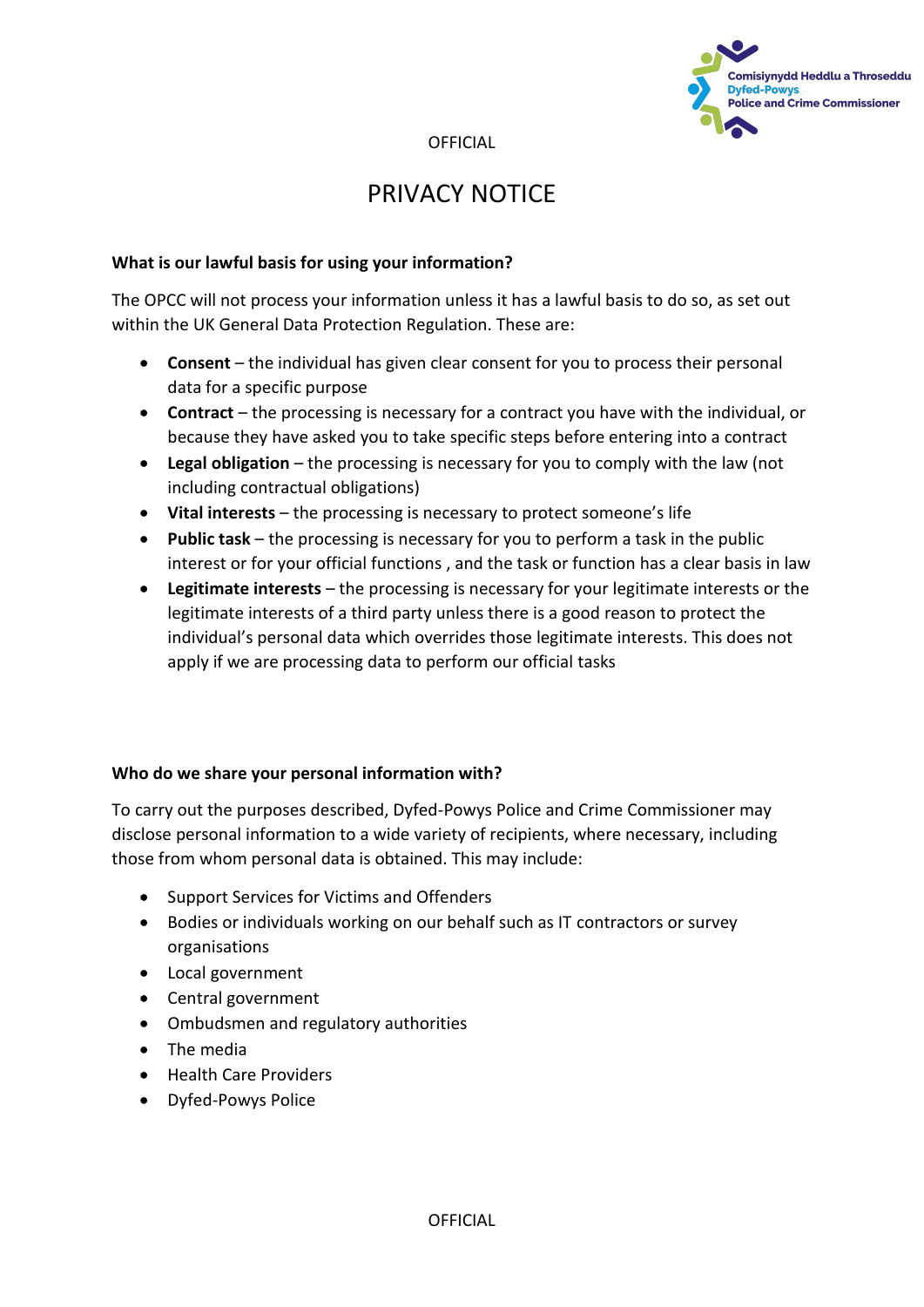# PRIVACY NOTICE

### What is our lawful basis for using your information?

The OPCC will not process your information unless it has a lawful basis to do so, as set out within the UK General Data Protection Regulation. These are:

- **Consent** – the individual has given clear consent for you to process their personal data for a specific purpose
- **Contract** – the processing is necessary for a contract you have with the individual, or because they have asked you to take specific steps before entering into a contract
- **Legal obligation** – the processing is necessary for you to comply with the law (not including contractual obligations)
- **Vital interests** – the processing is necessary to protect someone's life
- **Public task** – the processing is necessary for you to perform a task in the public interest or for your official functions , and the task or function has a clear basis in law
- **Legitimate interests** – the processing is necessary for your legitimate interests or the legitimate interests of a third party unless there is a good reason to protect the individual's personal data which overrides those legitimate interests. This does not apply if we are processing data to perform our official tasks

### Who do we share your personal information with?

To carry out the purposes described, Dyfed-Powys Police and Crime Commissioner may disclose personal information to a wide variety of recipients, where necessary, including those from whom personal data is obtained. This may include:

- Support Services for Victims and Offenders
- Bodies or individuals working on our behalf such as IT contractors or survey organisations
- Local government
- Central government
- Ombudsmen and regulatory authorities
- The media
- Health Care Providers
- Dyfed-Powys Police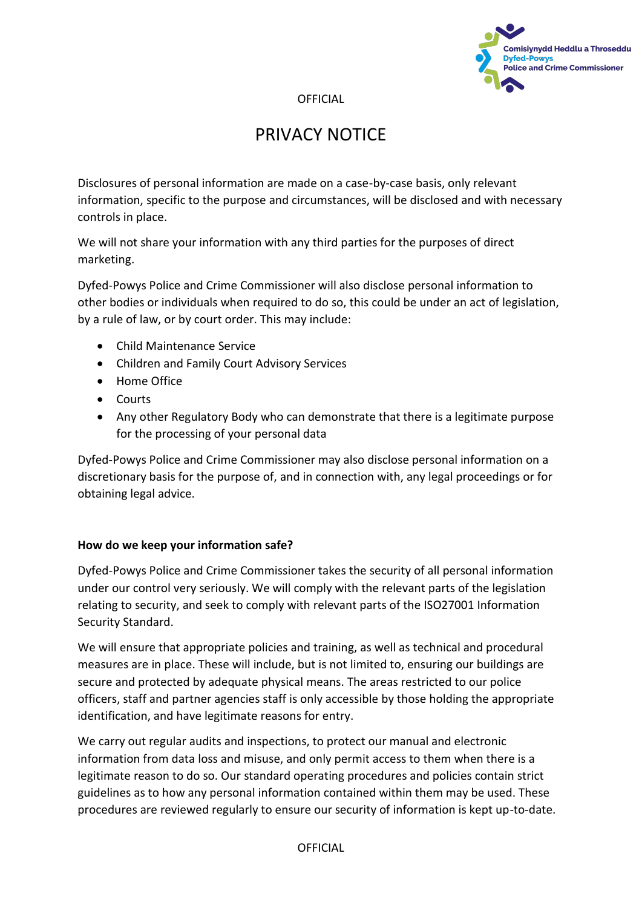# PRIVACY NOTICE

Disclosures of personal information are made on a case-by-case basis, only relevant information, specific to the purpose and circumstances, will be disclosed and with necessary controls in place.

We will not share your information with any third parties for the purposes of direct marketing.

Dyfed-Powys Police and Crime Commissioner will also disclose personal information to other bodies or individuals when required to do so, this could be under an act of legislation, by a rule of law, or by court order. This may include:

- Child Maintenance Service
- Children and Family Court Advisory Services
- Home Office
- Courts
- Any other Regulatory Body who can demonstrate that there is a legitimate purpose for the processing of your personal data

Dyfed-Powys Police and Crime Commissioner may also disclose personal information on a discretionary basis for the purpose of, and in connection with, any legal proceedings or for obtaining legal advice.

**How do we keep your information safe?**

Dyfed-Powys Police and Crime Commissioner takes the security of all personal information under our control very seriously. We will comply with the relevant parts of the legislation relating to security, and seek to comply with relevant parts of the ISO27001 Information Security Standard.

We will ensure that appropriate policies and training, as well as technical and procedural measures are in place. These will include, but is not limited to, ensuring our buildings are secure and protected by adequate physical means. The areas restricted to our police officers, staff and partner agencies staff is only accessible by those holding the appropriate identification, and have legitimate reasons for entry.

We carry out regular audits and inspections, to protect our manual and electronic information from data loss and misuse, and only permit access to them when there is a legitimate reason to do so. Our standard operating procedures and policies contain strict guidelines as to how any personal information contained within them may be used. These procedures are reviewed regularly to ensure our security of information is kept up-to-date.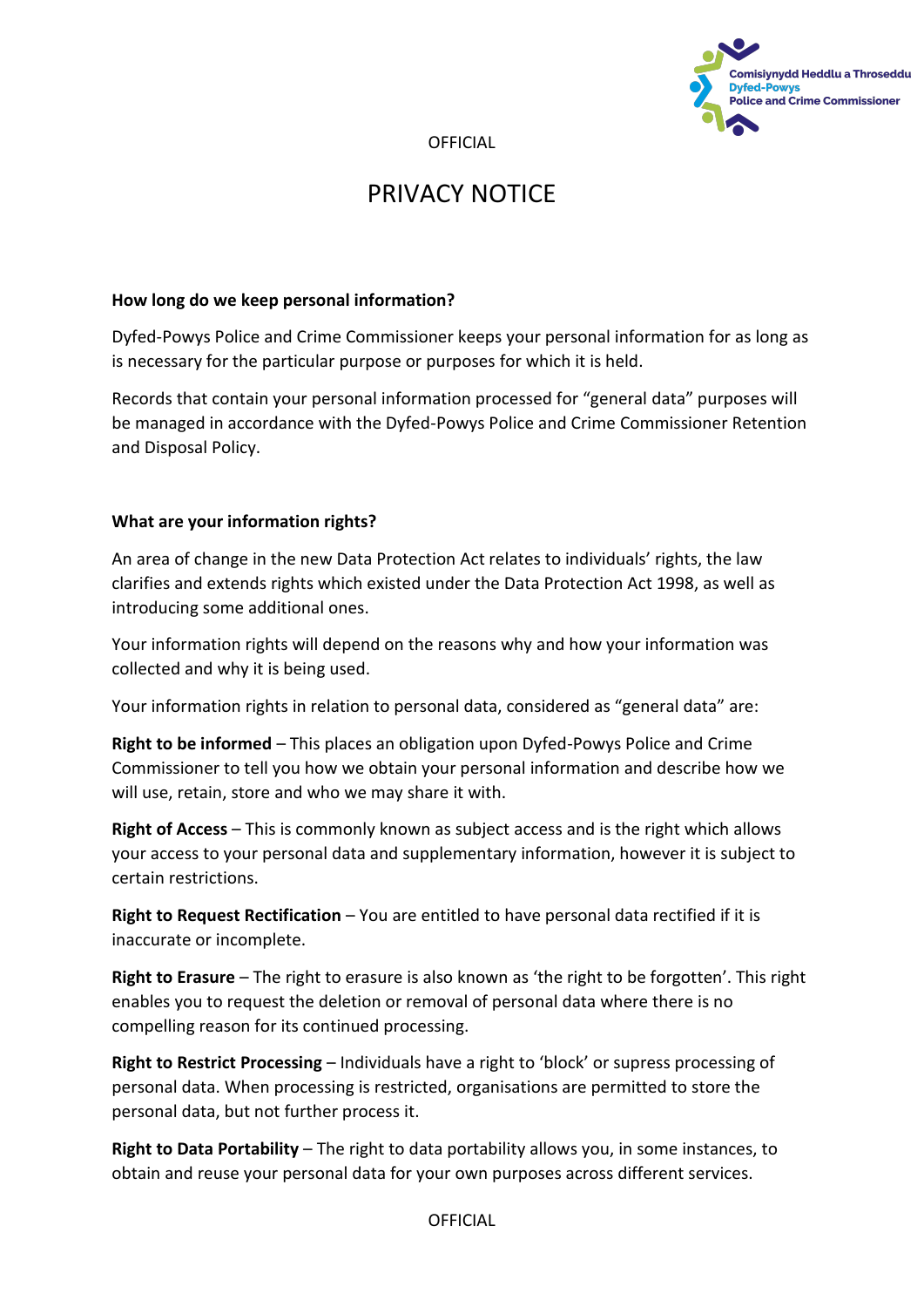# PRIVACY NOTICE

### How long do we keep personal information?

Dyfed-Powys Police and Crime Commissioner keeps your personal information for as long as is necessary for the particular purpose or purposes for which it is held.

Records that contain your personal information processed for "general data" purposes will be managed in accordance with the Dyfed-Powys Police and Crime Commissioner Retention and Disposal Policy.

### What are your information rights?

An area of change in the new Data Protection Act relates to individuals' rights, the law clarifies and extends rights which existed under the Data Protection Act 1998, as well as introducing some additional ones.

Your information rights will depend on the reasons why and how your information was collected and why it is being used.

Your information rights in relation to personal data, considered as "general data" are:

**Right to be informed** – This places an obligation upon Dyfed-Powys Police and Crime Commissioner to tell you how we obtain your personal information and describe how we will use, retain, store and who we may share it with.

**Right of Access** – This is commonly known as subject access and is the right which allows your access to your personal data and supplementary information, however it is subject to certain restrictions.

**Right to Request Rectification** – You are entitled to have personal data rectified if it is inaccurate or incomplete.

**Right to Erasure** – The right to erasure is also known as 'the right to be forgotten'. This right enables you to request the deletion or removal of personal data where there is no compelling reason for its continued processing.

**Right to Restrict Processing** – Individuals have a right to 'block' or supress processing of personal data. When processing is restricted, organisations are permitted to store the personal data, but not further process it.

**Right to Data Portability** – The right to data portability allows you, in some instances, to obtain and reuse your personal data for your own purposes across different services.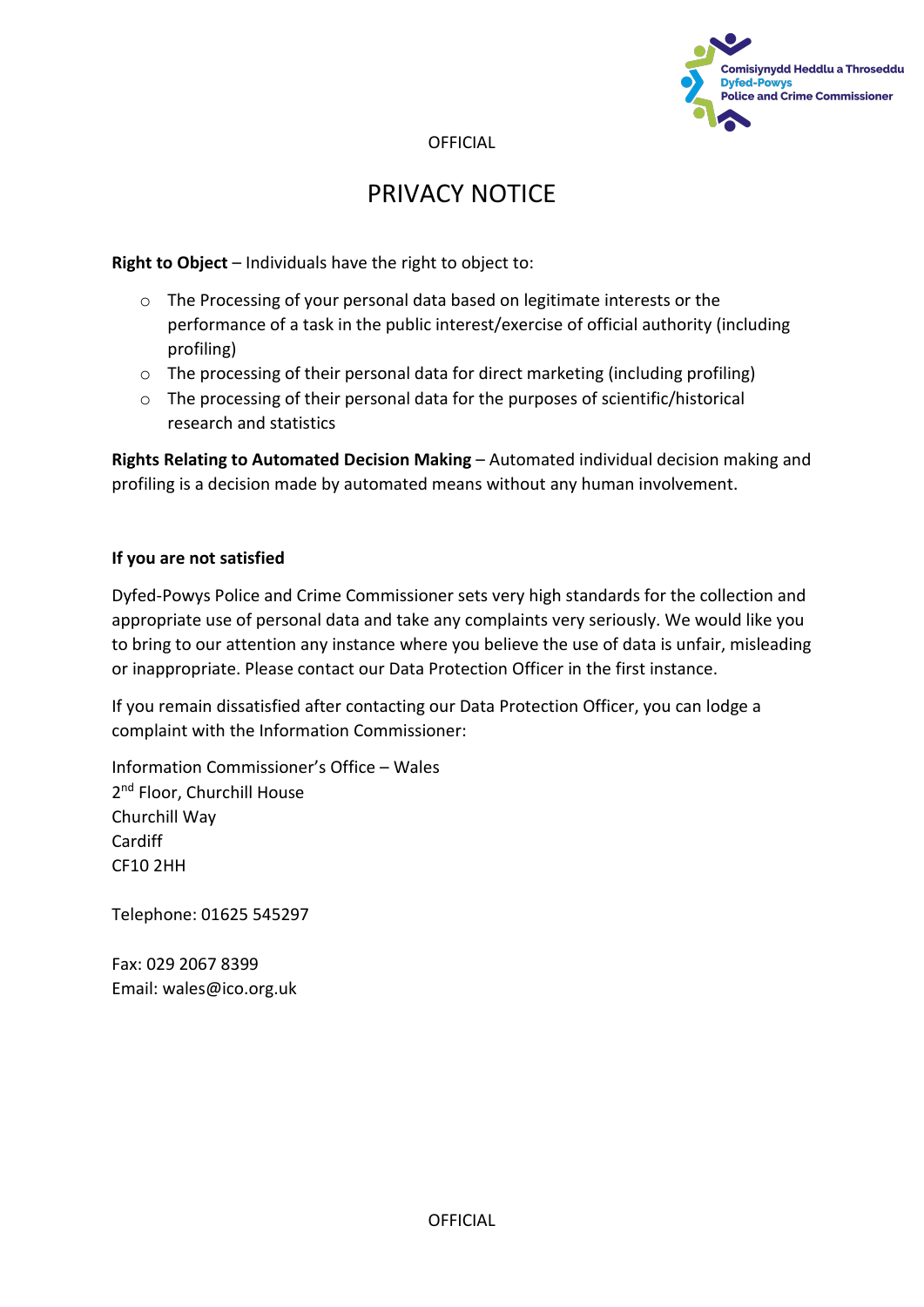OFFICIAL

# PRIVACY NOTICE

**Right to Object** – Individuals have the right to object to:

- The Processing of your personal data based on legitimate interests or the performance of a task in the public interest/exercise of official authority (including profiling)
- The processing of their personal data for direct marketing (including profiling)
- The processing of their personal data for the purposes of scientific/historical research and statistics

**Rights Relating to Automated Decision Making** – Automated individual decision making and profiling is a decision made by automated means without any human involvement.

**If you are not satisfied**

Dyfed-Powys Police and Crime Commissioner sets very high standards for the collection and appropriate use of personal data and take any complaints very seriously. We would like you to bring to our attention any instance where you believe the use of data is unfair, misleading or inappropriate. Please contact our Data Protection Officer in the first instance.

If you remain dissatisfied after contacting our Data Protection Officer, you can lodge a complaint with the Information Commissioner:

Information Commissioner's Office – Wales
2nd Floor, Churchill House
Churchill Way
Cardiff
CF10 2HH

Telephone: 01625 545297

Fax: 029 2067 8399
Email: wales@ico.org.uk

OFFICIAL